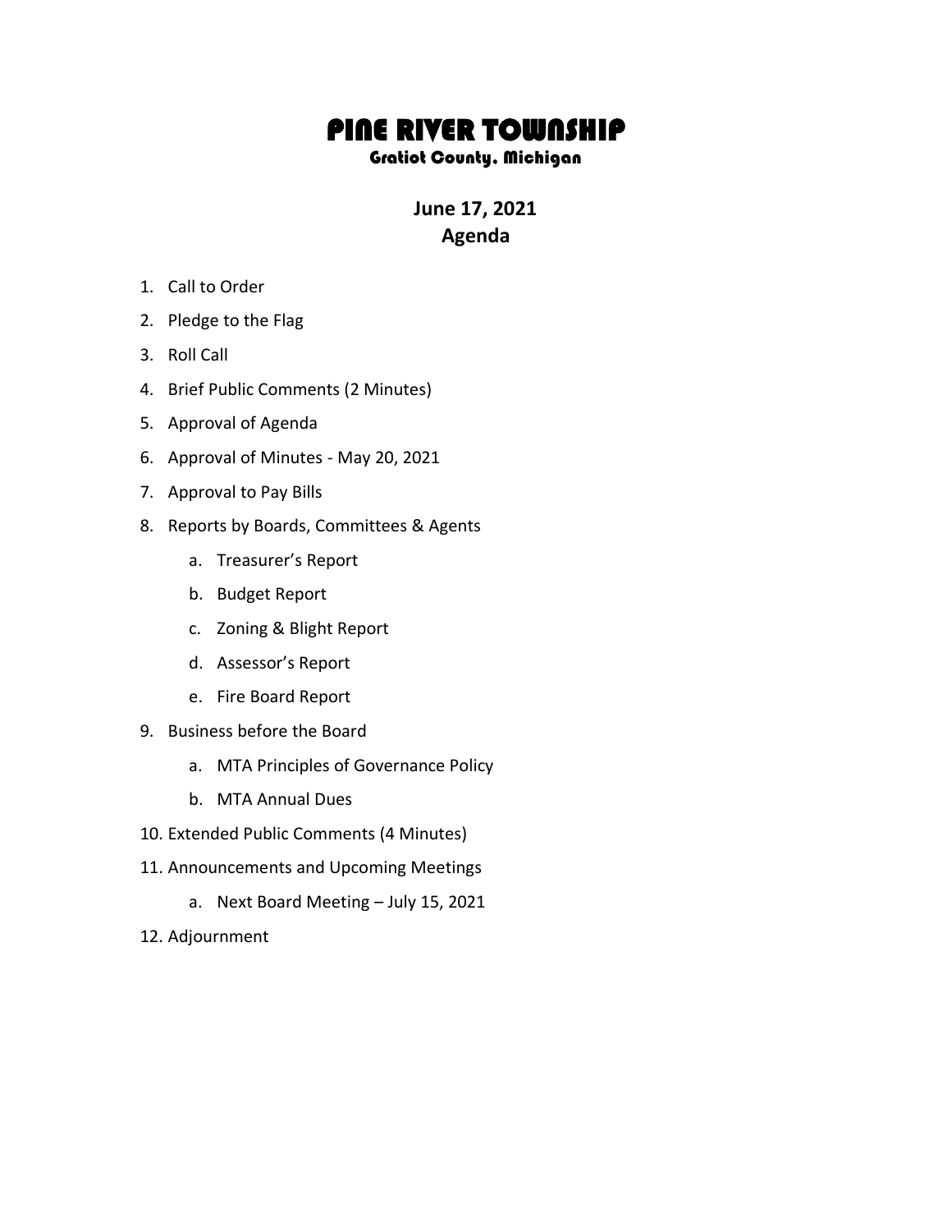# PINE RIVER TOWNSHIP

## Gratiot County, Michigan

**June 17, 2021**
**Agenda**

1. Call to Order
2. Pledge to the Flag
3. Roll Call
4. Brief Public Comments (2 Minutes)
5. Approval of Agenda
6. Approval of Minutes - May 20, 2021
7. Approval to Pay Bills
8. Reports by Boards, Committees & Agents
   a. Treasurer's Report
   b. Budget Report
   c. Zoning & Blight Report
   d. Assessor's Report
   e. Fire Board Report
9. Business before the Board
   a. MTA Principles of Governance Policy
   b. MTA Annual Dues
10. Extended Public Comments (4 Minutes)
11. Announcements and Upcoming Meetings
    a. Next Board Meeting – July 15, 2021
12. Adjournment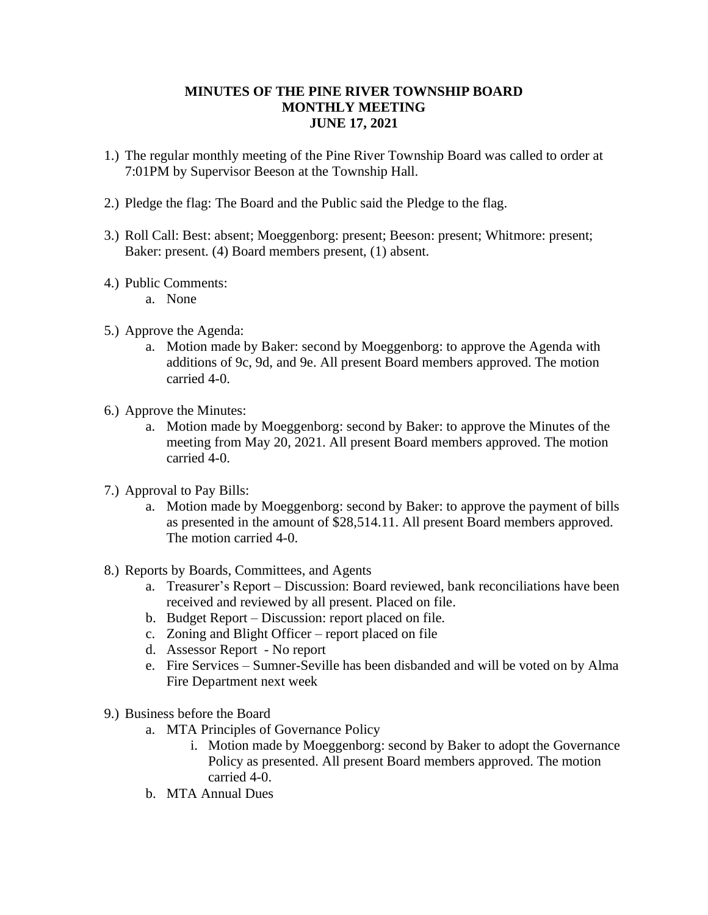**MINUTES OF THE PINE RIVER TOWNSHIP BOARD**
**MONTHLY MEETING**
**JUNE 17, 2021**

1.) The regular monthly meeting of the Pine River Township Board was called to order at 7:01PM by Supervisor Beeson at the Township Hall.

2.) Pledge the flag: The Board and the Public said the Pledge to the flag.

3.) Roll Call: Best: absent; Moeggenborg: present; Beeson: present; Whitmore: present; Baker: present. (4) Board members present, (1) absent.

4.) Public Comments:
    a. None

5.) Approve the Agenda:
    a. Motion made by Baker: second by Moeggenborg: to approve the Agenda with additions of 9c, 9d, and 9e. All present Board members approved. The motion carried 4-0.

6.) Approve the Minutes:
    a. Motion made by Moeggenborg: second by Baker: to approve the Minutes of the meeting from May 20, 2021. All present Board members approved. The motion carried 4-0.

7.) Approval to Pay Bills:
    a. Motion made by Moeggenborg: second by Baker: to approve the payment of bills as presented in the amount of $28,514.11. All present Board members approved. The motion carried 4-0.

8.) Reports by Boards, Committees, and Agents
    a. Treasurer's Report – Discussion: Board reviewed, bank reconciliations have been received and reviewed by all present. Placed on file.
    b. Budget Report – Discussion: report placed on file.
    c. Zoning and Blight Officer – report placed on file
    d. Assessor Report - No report
    e. Fire Services – Sumner-Seville has been disbanded and will be voted on by Alma Fire Department next week

9.) Business before the Board
    a. MTA Principles of Governance Policy
        i. Motion made by Moeggenborg: second by Baker to adopt the Governance Policy as presented. All present Board members approved. The motion carried 4-0.
    b. MTA Annual Dues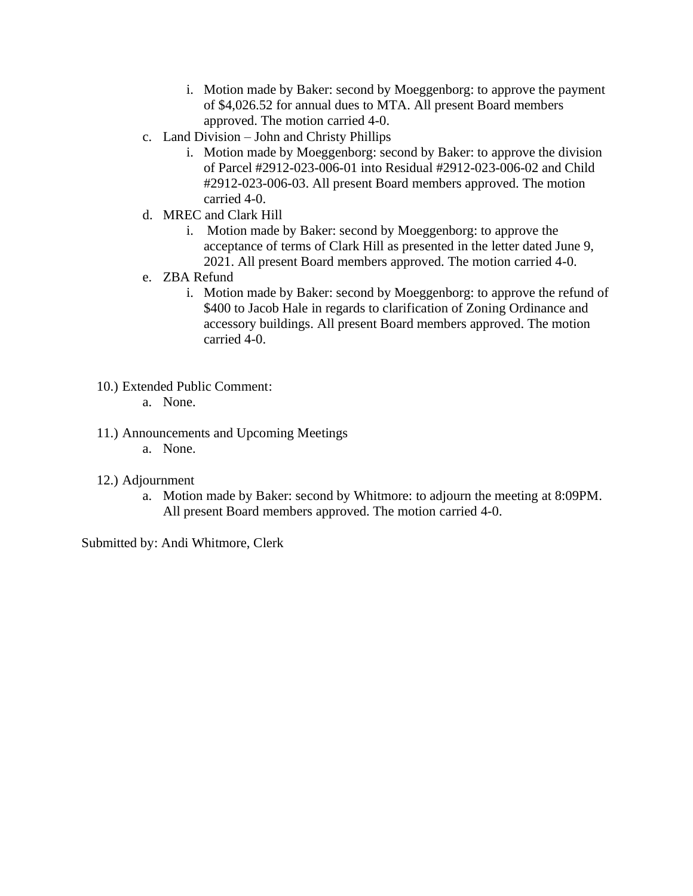i. Motion made by Baker: second by Moeggenborg: to approve the payment of $4,026.52 for annual dues to MTA. All present Board members approved. The motion carried 4-0.

c. Land Division – John and Christy Phillips
   - i. Motion made by Moeggenborg: second by Baker: to approve the division of Parcel #2912-023-006-01 into Residual #2912-023-006-02 and Child #2912-023-006-03. All present Board members approved. The motion carried 4-0.

d. MREC and Clark Hill
   - i. Motion made by Baker: second by Moeggenborg: to approve the acceptance of terms of Clark Hill as presented in the letter dated June 9, 2021. All present Board members approved. The motion carried 4-0.

e. ZBA Refund
   - i. Motion made by Baker: second by Moeggenborg: to approve the refund of $400 to Jacob Hale in regards to clarification of Zoning Ordinance and accessory buildings. All present Board members approved. The motion carried 4-0.

10.) Extended Public Comment:
   - a. None.

11.) Announcements and Upcoming Meetings
   - a. None.

12.) Adjournment
   - a. Motion made by Baker: second by Whitmore: to adjourn the meeting at 8:09PM. All present Board members approved. The motion carried 4-0.

Submitted by: Andi Whitmore, Clerk